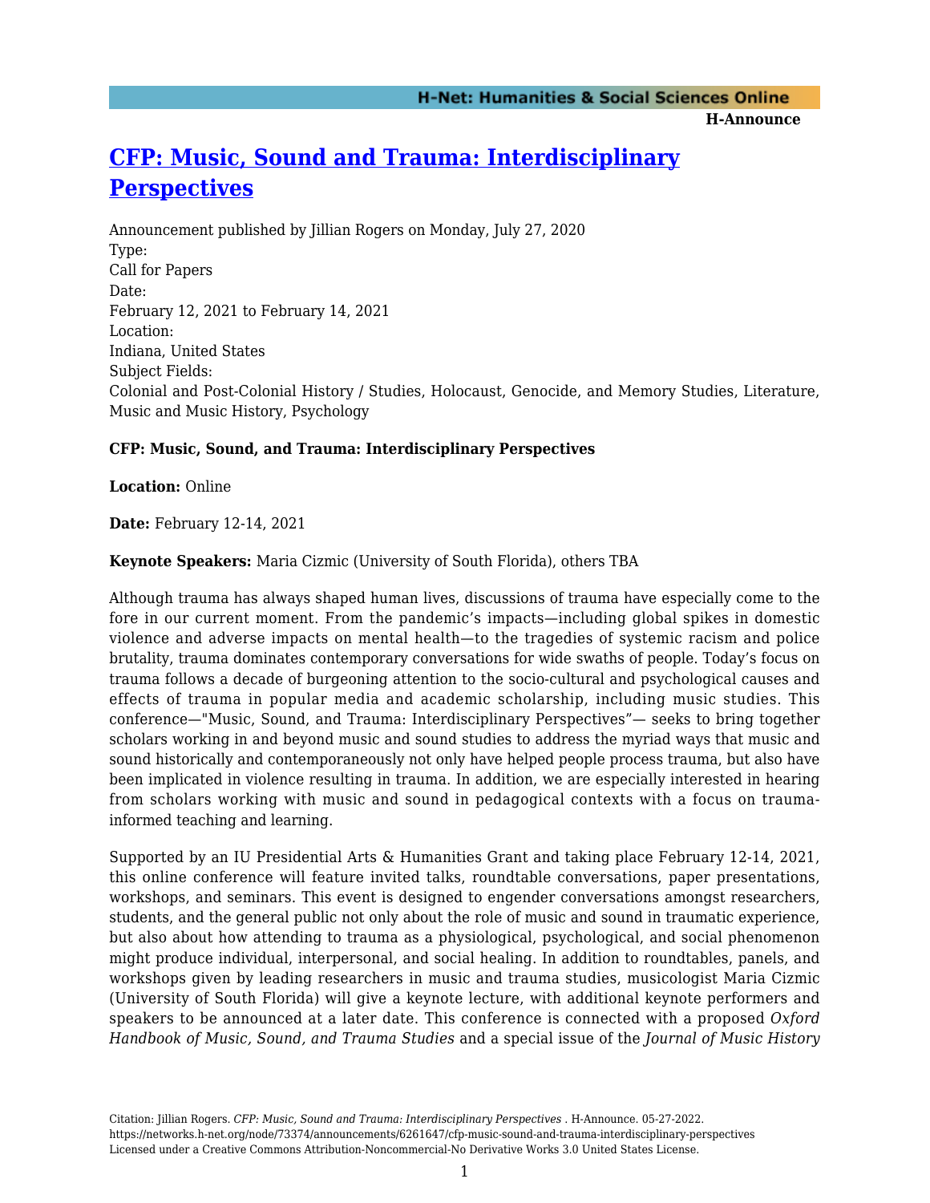# CFP: Music, Sound and Trauma: Interdisciplinary Perspectives

Announcement published by Jillian Rogers on Monday, July 27, 2020

Type:
Call for Papers

Date:
February 12, 2021 to February 14, 2021

Location:
Indiana, United States

Subject Fields:
Colonial and Post-Colonial History / Studies, Holocaust, Genocide, and Memory Studies, Literature, Music and Music History, Psychology

**CFP: Music, Sound, and Trauma: Interdisciplinary Perspectives**

**Location:** Online

**Date:** February 12-14, 2021

**Keynote Speakers:** Maria Cizmic (University of South Florida), others TBA

Although trauma has always shaped human lives, discussions of trauma have especially come to the fore in our current moment. From the pandemic's impacts—including global spikes in domestic violence and adverse impacts on mental health—to the tragedies of systemic racism and police brutality, trauma dominates contemporary conversations for wide swaths of people. Today's focus on trauma follows a decade of burgeoning attention to the socio-cultural and psychological causes and effects of trauma in popular media and academic scholarship, including music studies. This conference—"Music, Sound, and Trauma: Interdisciplinary Perspectives"— seeks to bring together scholars working in and beyond music and sound studies to address the myriad ways that music and sound historically and contemporaneously not only have helped people process trauma, but also have been implicated in violence resulting in trauma. In addition, we are especially interested in hearing from scholars working with music and sound in pedagogical contexts with a focus on trauma-informed teaching and learning.

Supported by an IU Presidential Arts & Humanities Grant and taking place February 12-14, 2021, this online conference will feature invited talks, roundtable conversations, paper presentations, workshops, and seminars. This event is designed to engender conversations amongst researchers, students, and the general public not only about the role of music and sound in traumatic experience, but also about how attending to trauma as a physiological, psychological, and social phenomenon might produce individual, interpersonal, and social healing. In addition to roundtables, panels, and workshops given by leading researchers in music and trauma studies, musicologist Maria Cizmic (University of South Florida) will give a keynote lecture, with additional keynote performers and speakers to be announced at a later date. This conference is connected with a proposed *Oxford Handbook of Music, Sound, and Trauma Studies* and a special issue of the *Journal of Music History*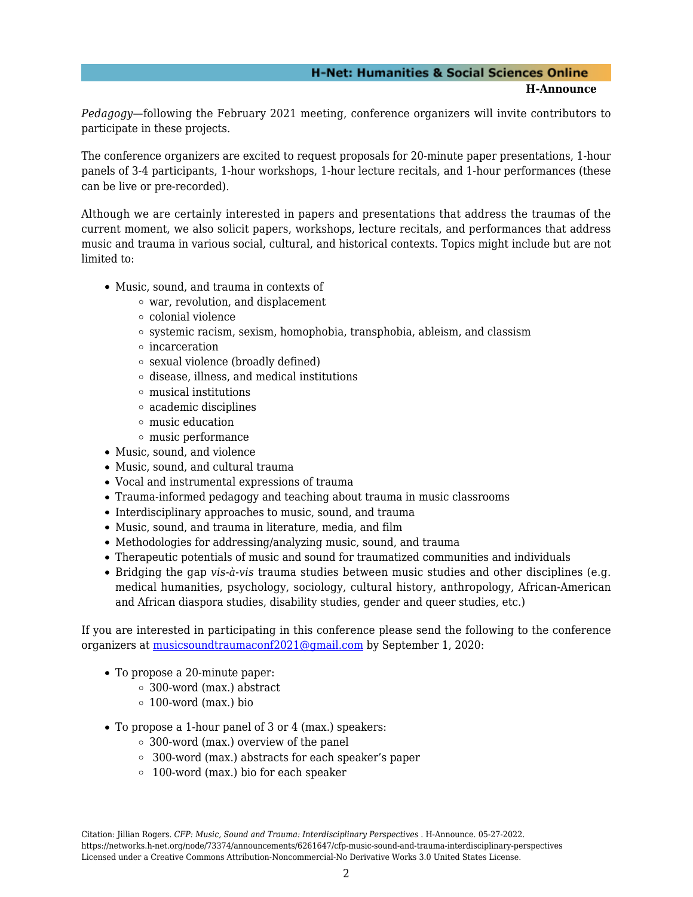*Pedagogy*—following the February 2021 meeting, conference organizers will invite contributors to participate in these projects.

The conference organizers are excited to request proposals for 20-minute paper presentations, 1-hour panels of 3-4 participants, 1-hour workshops, 1-hour lecture recitals, and 1-hour performances (these can be live or pre-recorded).

Although we are certainly interested in papers and presentations that address the traumas of the current moment, we also solicit papers, workshops, lecture recitals, and performances that address music and trauma in various social, cultural, and historical contexts. Topics might include but are not limited to:

- Music, sound, and trauma in contexts of
  - war, revolution, and displacement
  - colonial violence
  - systemic racism, sexism, homophobia, transphobia, ableism, and classism
  - incarceration
  - sexual violence (broadly defined)
  - disease, illness, and medical institutions
  - musical institutions
  - academic disciplines
  - music education
  - music performance
- Music, sound, and violence
- Music, sound, and cultural trauma
- Vocal and instrumental expressions of trauma
- Trauma-informed pedagogy and teaching about trauma in music classrooms
- Interdisciplinary approaches to music, sound, and trauma
- Music, sound, and trauma in literature, media, and film
- Methodologies for addressing/analyzing music, sound, and trauma
- Therapeutic potentials of music and sound for traumatized communities and individuals
- Bridging the gap *vis-à-vis* trauma studies between music studies and other disciplines (e.g. medical humanities, psychology, sociology, cultural history, anthropology, African-American and African diaspora studies, disability studies, gender and queer studies, etc.)

If you are interested in participating in this conference please send the following to the conference organizers at musicsoundtraumaconf2021@gmail.com by September 1, 2020:

- To propose a 20-minute paper:
  - 300-word (max.) abstract
  - 100-word (max.) bio

- To propose a 1-hour panel of 3 or 4 (max.) speakers:
  - 300-word (max.) overview of the panel
  - 300-word (max.) abstracts for each speaker's paper
  - 100-word (max.) bio for each speaker

Citation: Jillian Rogers. *CFP: Music, Sound and Trauma: Interdisciplinary Perspectives* . H-Announce. 05-27-2022. https://networks.h-net.org/node/73374/announcements/6261647/cfp-music-sound-and-trauma-interdisciplinary-perspectives Licensed under a Creative Commons Attribution-Noncommercial-No Derivative Works 3.0 United States License.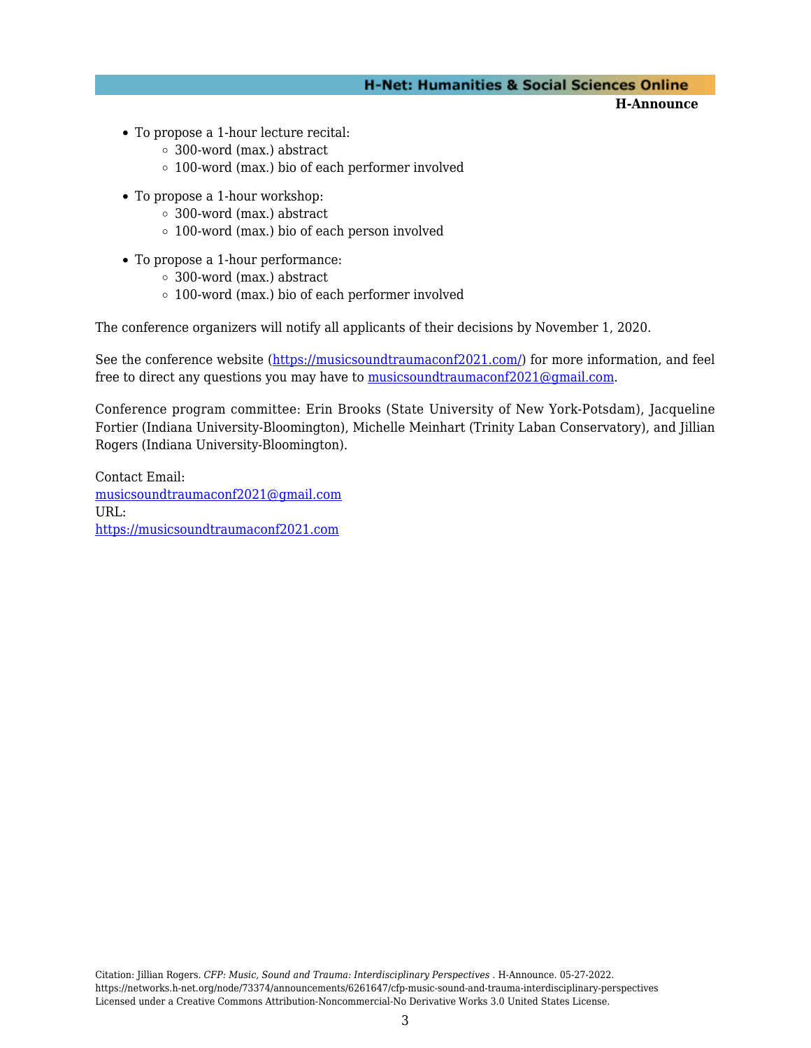- To propose a 1-hour lecture recital:
    - 300-word (max.) abstract
    - 100-word (max.) bio of each performer involved
- To propose a 1-hour workshop:
    - 300-word (max.) abstract
    - 100-word (max.) bio of each person involved
- To propose a 1-hour performance:
    - 300-word (max.) abstract
    - 100-word (max.) bio of each performer involved

The conference organizers will notify all applicants of their decisions by November 1, 2020.

See the conference website (https://musicsoundtraumaconf2021.com/) for more information, and feel free to direct any questions you may have to musicsoundtraumaconf2021@gmail.com.

Conference program committee: Erin Brooks (State University of New York-Potsdam), Jacqueline Fortier (Indiana University-Bloomington), Michelle Meinhart (Trinity Laban Conservatory), and Jillian Rogers (Indiana University-Bloomington).

Contact Email:
musicsoundtraumaconf2021@gmail.com
URL:
https://musicsoundtraumaconf2021.com